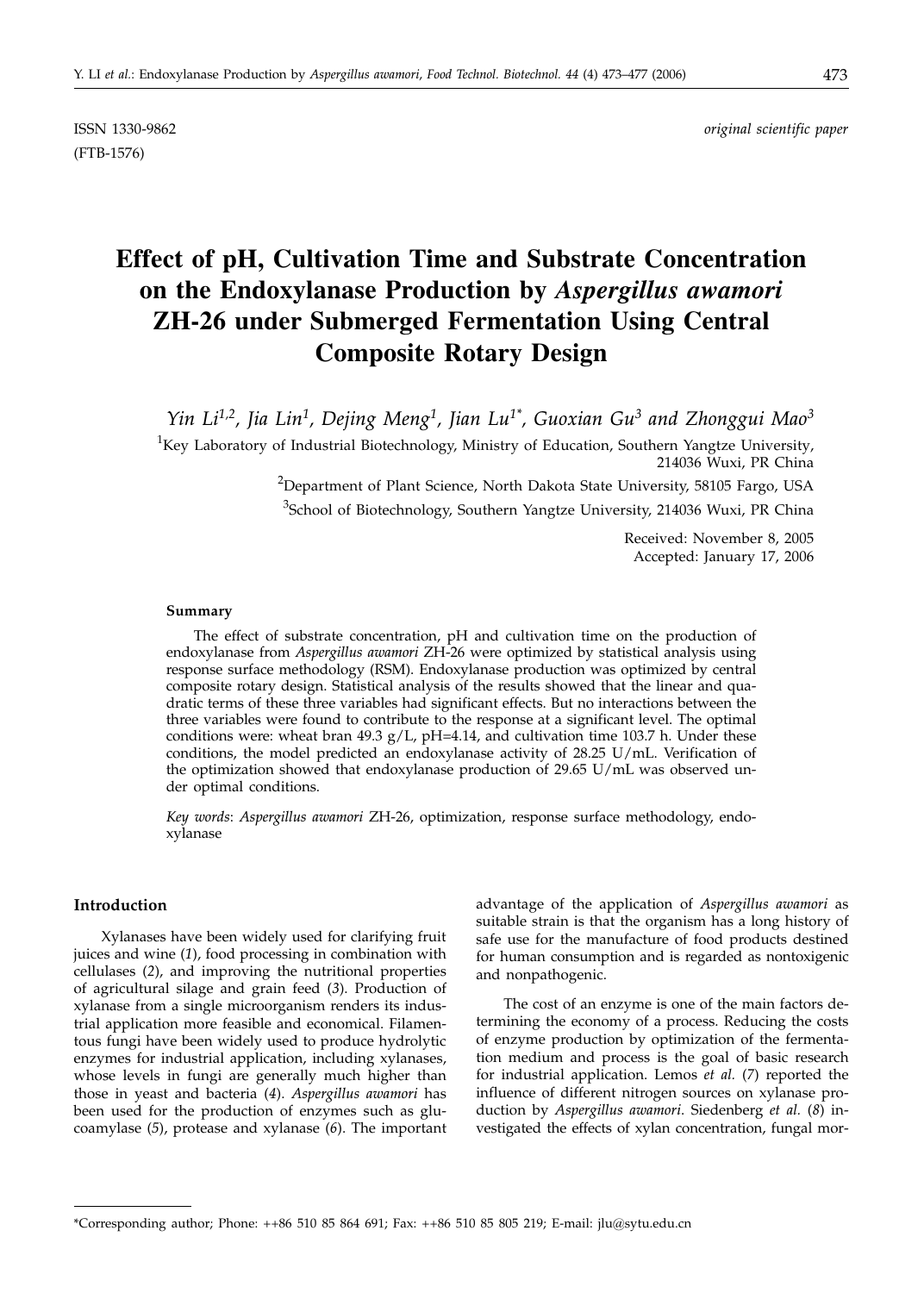ISSN 1330-9862 *original scientific paper*

(FTB-1576)

# Effect of pH, Cultivation Time and Substrate Concentration on the Endoxylanase Production by *Aspergillus awamori* ZH-26 under Submerged Fermentation Using Central Composite Rotary Design

*Yin Li[1,2], Jia Lin[1], Dejing Meng[1], Jian Lu[1*], Guoxian Gu[3] and Zhonggui Mao[3]*

[1]Key Laboratory of Industrial Biotechnology, Ministry of Education, Southern Yangtze University, 214036 Wuxi, PR China

[2]Department of Plant Science, North Dakota State University, 58105 Fargo, USA

[3]School of Biotechnology, Southern Yangtze University, 214036 Wuxi, PR China

Received: November 8, 2005
Accepted: January 17, 2006

### Summary

The effect of substrate concentration, pH and cultivation time on the production of endoxylanase from *Aspergillus awamori* ZH-26 were optimized by statistical analysis using response surface methodology (RSM). Endoxylanase production was optimized by central composite rotary design. Statistical analysis of the results showed that the linear and quadratic terms of these three variables had significant effects. But no interactions between the three variables were found to contribute to the response at a significant level. The optimal conditions were: wheat bran 49.3 g/L, pH=4.14, and cultivation time 103.7 h. Under these conditions, the model predicted an endoxylanase activity of 28.25 U/mL. Verification of the optimization showed that endoxylanase production of 29.65 U/mL was observed under optimal conditions.

*Key words*: *Aspergillus awamori* ZH-26, optimization, response surface methodology, endoxylanase

## Introduction

Xylanases have been widely used for clarifying fruit juices and wine (*1*), food processing in combination with cellulases (*2*), and improving the nutritional properties of agricultural silage and grain feed (*3*). Production of xylanase from a single microorganism renders its industrial application more feasible and economical. Filamentous fungi have been widely used to produce hydrolytic enzymes for industrial application, including xylanases, whose levels in fungi are generally much higher than those in yeast and bacteria (*4*). *Aspergillus awamori* has been used for the production of enzymes such as glucoamylase (*5*), protease and xylanase (*6*). The important advantage of the application of *Aspergillus awamori* as suitable strain is that the organism has a long history of safe use for the manufacture of food products destined for human consumption and is regarded as nontoxigenic and nonpathogenic.

The cost of an enzyme is one of the main factors determining the economy of a process. Reducing the costs of enzyme production by optimization of the fermentation medium and process is the goal of basic research for industrial application. Lemos *et al.* (*7*) reported the influence of different nitrogen sources on xylanase production by *Aspergillus awamori*. Siedenberg *et al.* (*8*) investigated the effects of xylan concentration, fungal mor-

*Corresponding author; Phone: ++86 510 85 864 691; Fax: ++86 510 85 805 219; E-mail: jlu@sytu.edu.cn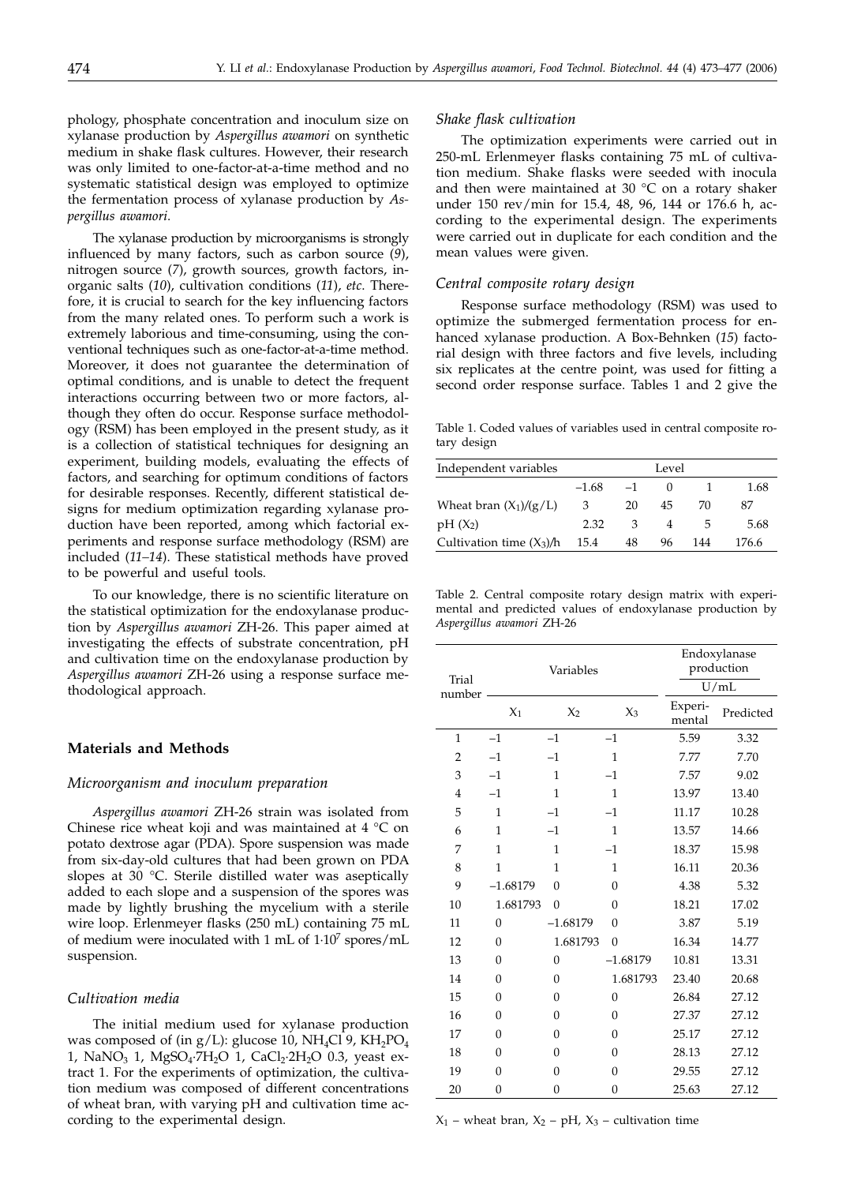phology, phosphate concentration and inoculum size on xylanase production by *Aspergillus awamori* on synthetic medium in shake flask cultures. However, their research was only limited to one-factor-at-a-time method and no systematic statistical design was employed to optimize the fermentation process of xylanase production by *Aspergillus awamori*.

The xylanase production by microorganisms is strongly influenced by many factors, such as carbon source (*9*), nitrogen source (*7*), growth sources, growth factors, inorganic salts (*10*), cultivation conditions (*11*), *etc*. Therefore, it is crucial to search for the key influencing factors from the many related ones. To perform such a work is extremely laborious and time-consuming, using the conventional techniques such as one-factor-at-a-time method. Moreover, it does not guarantee the determination of optimal conditions, and is unable to detect the frequent interactions occurring between two or more factors, although they often do occur. Response surface methodology (RSM) has been employed in the present study, as it is a collection of statistical techniques for designing an experiment, building models, evaluating the effects of factors, and searching for optimum conditions of factors for desirable responses. Recently, different statistical designs for medium optimization regarding xylanase production have been reported, among which factorial experiments and response surface methodology (RSM) are included (*11–14*). These statistical methods have proved to be powerful and useful tools.

To our knowledge, there is no scientific literature on the statistical optimization for the endoxylanase production by *Aspergillus awamori* ZH-26. This paper aimed at investigating the effects of substrate concentration, pH and cultivation time on the endoxylanase production by *Aspergillus awamori* ZH-26 using a response surface methodological approach.

## Materials and Methods

### *Microorganism and inoculum preparation*

*Aspergillus awamori* ZH-26 strain was isolated from Chinese rice wheat koji and was maintained at 4 °C on potato dextrose agar (PDA). Spore suspension was made from six-day-old cultures that had been grown on PDA slopes at 30 °C. Sterile distilled water was aseptically added to each slope and a suspension of the spores was made by lightly brushing the mycelium with a sterile wire loop. Erlenmeyer flasks (250 mL) containing 75 mL of medium were inoculated with 1 mL of $1 \cdot 10^7$ spores/mL suspension.

### *Cultivation media*

The initial medium used for xylanase production was composed of (in g/L): glucose 10, $NH_4Cl$ 9, $KH_2PO_4$ 1, $NaNO_3$ 1, $MgSO_4 \cdot 7H_2O$ 1, $CaCl_2 \cdot 2H_2O$ 0.3, yeast extract 1. For the experiments of optimization, the cultivation medium was composed of different concentrations of wheat bran, with varying pH and cultivation time according to the experimental design.

### *Shake flask cultivation*

The optimization experiments were carried out in 250-mL Erlenmeyer flasks containing 75 mL of cultivation medium. Shake flasks were seeded with inocula and then were maintained at 30 °C on a rotary shaker under 150 rev/min for 15.4, 48, 96, 144 or 176.6 h, according to the experimental design. The experiments were carried out in duplicate for each condition and the mean values were given.

### *Central composite rotary design*

Response surface methodology (RSM) was used to optimize the submerged fermentation process for enhanced xylanase production. A Box-Behnken (*15*) factorial design with three factors and five levels, including six replicates at the centre point, was used for fitting a second order response surface. Tables 1 and 2 give the

Table 1. Coded values of variables used in central composite rotary design

| Independent variables | Level | | | | |
|---|---|---|---|---|---|
| | –1.68 | –1 | 0 | 1 | 1.68 |
| Wheat bran ($X_1$)/(g/L) | 3 | 20 | 45 | 70 | 87 |
| pH ($X_2$) | 2.32 | 3 | 4 | 5 | 5.68 |
| Cultivation time ($X_3$)/h | 15.4 | 48 | 96 | 144 | 176.6 |

Table 2. Central composite rotary design matrix with experimental and predicted values of endoxylanase production by *Aspergillus awamori* ZH-26

| Trial number | Variables | | | Endoxylanase production U/mL | |
|---|---|---|---|---|---|
| | $X_1$ | $X_2$ | $X_3$ | Experimental | Predicted |
| 1 | –1 | –1 | –1 | 5.59 | 3.32 |
| 2 | –1 | –1 | 1 | 7.77 | 7.70 |
| 3 | –1 | 1 | –1 | 7.57 | 9.02 |
| 4 | –1 | 1 | 1 | 13.97 | 13.40 |
| 5 | 1 | –1 | –1 | 11.17 | 10.28 |
| 6 | 1 | –1 | 1 | 13.57 | 14.66 |
| 7 | 1 | 1 | –1 | 18.37 | 15.98 |
| 8 | 1 | 1 | 1 | 16.11 | 20.36 |
| 9 | –1.68179 | 0 | 0 | 4.38 | 5.32 |
| 10 | 1.681793 | 0 | 0 | 18.21 | 17.02 |
| 11 | 0 | –1.68179 | 0 | 3.87 | 5.19 |
| 12 | 0 | 1.681793 | 0 | 16.34 | 14.77 |
| 13 | 0 | 0 | –1.68179 | 10.81 | 13.31 |
| 14 | 0 | 0 | 1.681793 | 23.40 | 20.68 |
| 15 | 0 | 0 | 0 | 26.84 | 27.12 |
| 16 | 0 | 0 | 0 | 27.37 | 27.12 |
| 17 | 0 | 0 | 0 | 25.17 | 27.12 |
| 18 | 0 | 0 | 0 | 28.13 | 27.12 |
| 19 | 0 | 0 | 0 | 29.55 | 27.12 |
| 20 | 0 | 0 | 0 | 25.63 | 27.12 |

$X_1$ – wheat bran, $X_2$ – pH, $X_3$ – cultivation time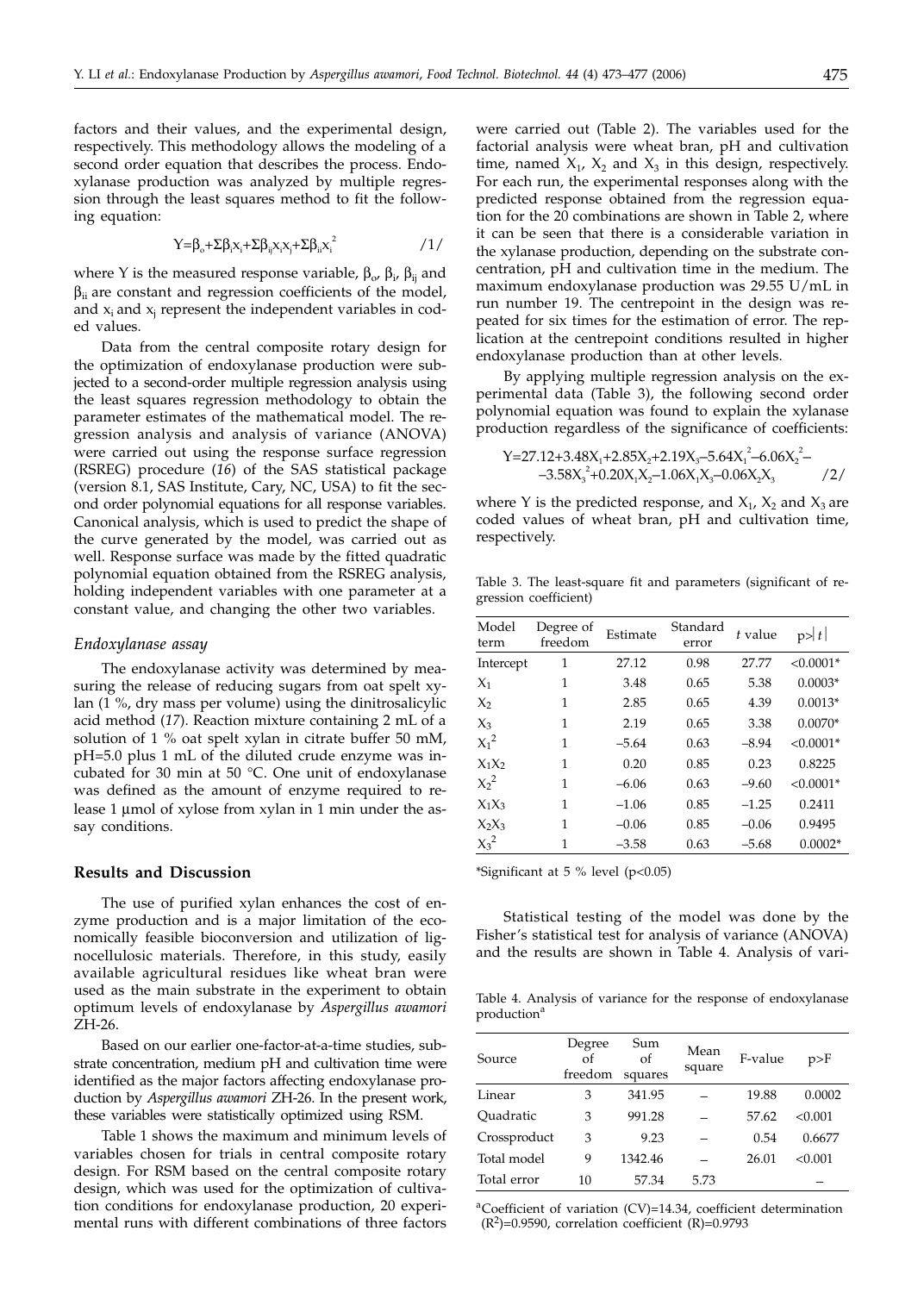factors and their values, and the experimental design, respectively. This methodology allows the modeling of a second order equation that describes the process. Endoxylanase production was analyzed by multiple regression through the least squares method to fit the following equation:

$$Y=\beta_o+\Sigma\beta_i x_i+\Sigma\beta_{ij} x_i x_j+\Sigma\beta_{ii} x_i^2 \qquad /1/$$

where Y is the measured response variable, $\beta_o$, $\beta_i$, $\beta_{ij}$ and $\beta_{ii}$ are constant and regression coefficients of the model, and $x_i$ and $x_j$ represent the independent variables in coded values.

Data from the central composite rotary design for the optimization of endoxylanase production were subjected to a second-order multiple regression analysis using the least squares regression methodology to obtain the parameter estimates of the mathematical model. The regression analysis and analysis of variance (ANOVA) were carried out using the response surface regression (RSREG) procedure (*16*) of the SAS statistical package (version 8.1, SAS Institute, Cary, NC, USA) to fit the second order polynomial equations for all response variables. Canonical analysis, which is used to predict the shape of the curve generated by the model, was carried out as well. Response surface was made by the fitted quadratic polynomial equation obtained from the RSREG analysis, holding independent variables with one parameter at a constant value, and changing the other two variables.

### *Endoxylanase assay*

The endoxylanase activity was determined by measuring the release of reducing sugars from oat spelt xylan (1 %, dry mass per volume) using the dinitrosalicylic acid method (*17*). Reaction mixture containing 2 mL of a solution of 1 % oat spelt xylan in citrate buffer 50 mM, pH=5.0 plus 1 mL of the diluted crude enzyme was incubated for 30 min at 50 °C. One unit of endoxylanase was defined as the amount of enzyme required to release 1 µmol of xylose from xylan in 1 min under the assay conditions.

## Results and Discussion

The use of purified xylan enhances the cost of enzyme production and is a major limitation of the economically feasible bioconversion and utilization of lignocellulosic materials. Therefore, in this study, easily available agricultural residues like wheat bran were used as the main substrate in the experiment to obtain optimum levels of endoxylanase by *Aspergillus awamori* ZH-26.

Based on our earlier one-factor-at-a-time studies, substrate concentration, medium pH and cultivation time were identified as the major factors affecting endoxylanase production by *Aspergillus awamori* ZH-26. In the present work, these variables were statistically optimized using RSM.

Table 1 shows the maximum and minimum levels of variables chosen for trials in central composite rotary design. For RSM based on the central composite rotary design, which was used for the optimization of cultivation conditions for endoxylanase production, 20 experimental runs with different combinations of three factors were carried out (Table 2). The variables used for the factorial analysis were wheat bran, pH and cultivation time, named $X_1$, $X_2$ and $X_3$ in this design, respectively. For each run, the experimental responses along with the predicted response obtained from the regression equation for the 20 combinations are shown in Table 2, where it can be seen that there is a considerable variation in the xylanase production, depending on the substrate concentration, pH and cultivation time in the medium. The maximum endoxylanase production was 29.55 U/mL in run number 19. The centrepoint in the design was repeated for six times for the estimation of error. The replication at the centrepoint conditions resulted in higher endoxylanase production than at other levels.

By applying multiple regression analysis on the experimental data (Table 3), the following second order polynomial equation was found to explain the xylanase production regardless of the significance of coefficients:

$$Y=27.12+3.48X_1+2.85X_2+2.19X_3-5.64X_1^2-6.06X_2^2-3.58X_3^2+0.20X_1X_2-1.06X_1X_3-0.06X_2X_3 \qquad /2/$$

where Y is the predicted response, and $X_1$, $X_2$ and $X_3$ are coded values of wheat bran, pH and cultivation time, respectively.

Table 3. The least-square fit and parameters (significant of regression coefficient)

| Model term | Degree of freedom | Estimate | Standard error | *t* value | $p>\|t\|$ |
|---|---|---|---|---|---|
| Intercept | 1 | 27.12 | 0.98 | 27.77 | <0.0001* |
| $X_1$ | 1 | 3.48 | 0.65 | 5.38 | 0.0003* |
| $X_2$ | 1 | 2.85 | 0.65 | 4.39 | 0.0013* |
| $X_3$ | 1 | 2.19 | 0.65 | 3.38 | 0.0070* |
| $X_1^2$ | 1 | –5.64 | 0.63 | –8.94 | <0.0001* |
| $X_1X_2$ | 1 | 0.20 | 0.85 | 0.23 | 0.8225 |
| $X_2^2$ | 1 | –6.06 | 0.63 | –9.60 | <0.0001* |
| $X_1X_3$ | 1 | –1.06 | 0.85 | –1.25 | 0.2411 |
| $X_2X_3$ | 1 | –0.06 | 0.85 | –0.06 | 0.9495 |
| $X_3^2$ | 1 | –3.58 | 0.63 | –5.68 | 0.0002* |

*Significant at 5 % level ($p<0.05$)

Statistical testing of the model was done by the Fisher's statistical test for analysis of variance (ANOVA) and the results are shown in Table 4. Analysis of vari-

Table 4. Analysis of variance for the response of endoxylanase production[a]

| Source | Degree of freedom | Sum of squares | Mean square | F-value | p>F |
|---|---|---|---|---|---|
| Linear | 3 | 341.95 | – | 19.88 | 0.0002 |
| Quadratic | 3 | 991.28 | – | 57.62 | <0.001 |
| Crossproduct | 3 | 9.23 | – | 0.54 | 0.6677 |
| Total model | 9 | 1342.46 | – | 26.01 | <0.001 |
| Total error | 10 | 57.34 | 5.73 |  | – |

[a]Coefficient of variation (CV)=14.34, coefficient determination ($R^2$)=0.9590, correlation coefficient (R)=0.9793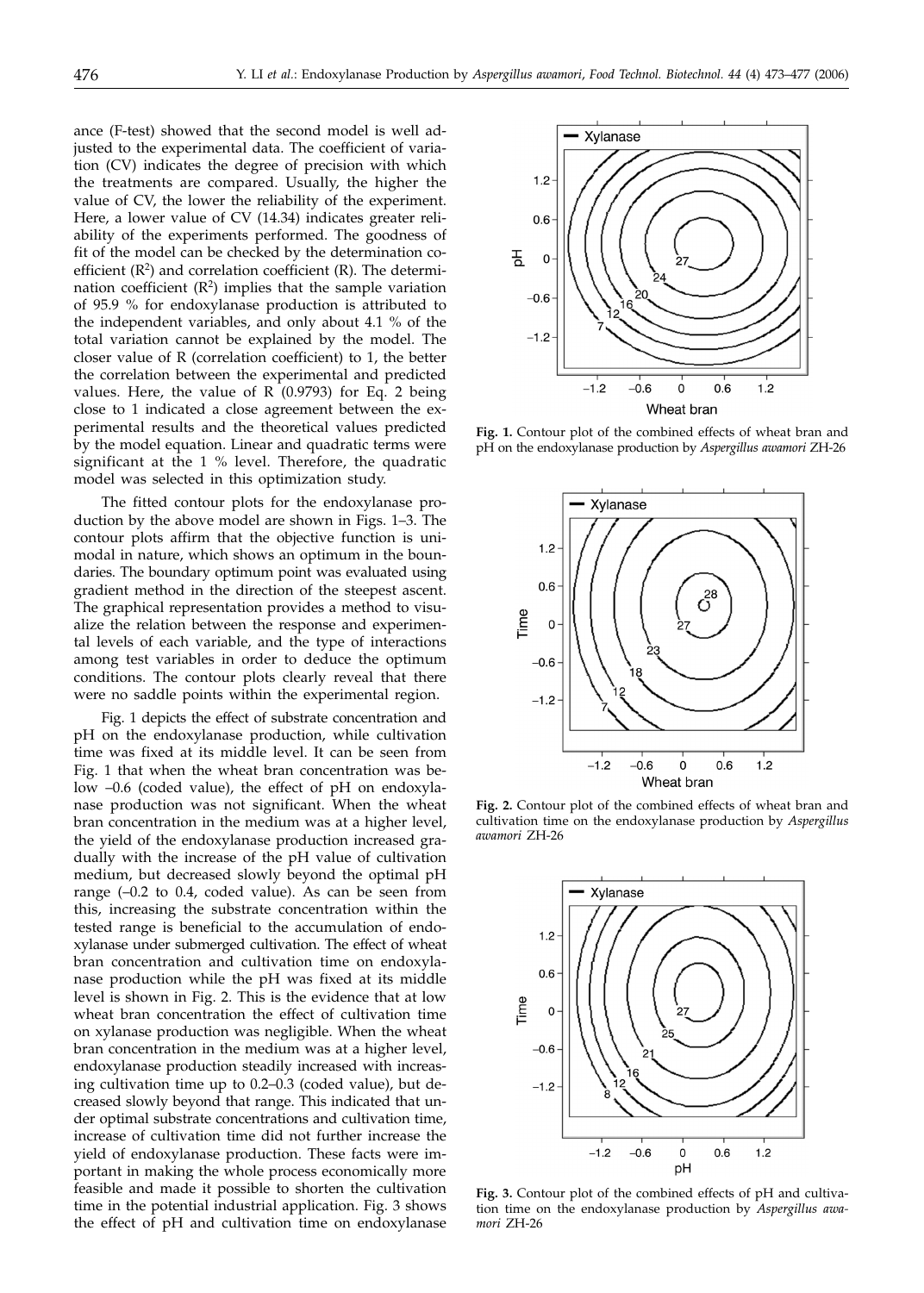ance (F-test) showed that the second model is well adjusted to the experimental data. The coefficient of variation (CV) indicates the degree of precision with which the treatments are compared. Usually, the higher the value of CV, the lower the reliability of the experiment. Here, a lower value of CV (14.34) indicates greater reliability of the experiments performed. The goodness of fit of the model can be checked by the determination coefficient ($R^2$) and correlation coefficient (R). The determination coefficient ($R^2$) implies that the sample variation of 95.9 % for endoxylanase production is attributed to the independent variables, and only about 4.1 % of the total variation cannot be explained by the model. The closer value of R (correlation coefficient) to 1, the better the correlation between the experimental and predicted values. Here, the value of R (0.9793) for Eq. 2 being close to 1 indicated a close agreement between the experimental results and the theoretical values predicted by the model equation. Linear and quadratic terms were significant at the 1 % level. Therefore, the quadratic model was selected in this optimization study.

The fitted contour plots for the endoxylanase production by the above model are shown in Figs. 1–3. The contour plots affirm that the objective function is unimodal in nature, which shows an optimum in the boundaries. The boundary optimum point was evaluated using gradient method in the direction of the steepest ascent. The graphical representation provides a method to visualize the relation between the response and experimental levels of each variable, and the type of interactions among test variables in order to deduce the optimum conditions. The contour plots clearly reveal that there were no saddle points within the experimental region.

Fig. 1 depicts the effect of substrate concentration and pH on the endoxylanase production, while cultivation time was fixed at its middle level. It can be seen from Fig. 1 that when the wheat bran concentration was below –0.6 (coded value), the effect of pH on endoxylanase production was not significant. When the wheat bran concentration in the medium was at a higher level, the yield of the endoxylanase production increased gradually with the increase of the pH value of cultivation medium, but decreased slowly beyond the optimal pH range (–0.2 to 0.4, coded value). As can be seen from this, increasing the substrate concentration within the tested range is beneficial to the accumulation of endoxylanase under submerged cultivation. The effect of wheat bran concentration and cultivation time on endoxylanase production while the pH was fixed at its middle level is shown in Fig. 2. This is the evidence that at low wheat bran concentration the effect of cultivation time on xylanase production was negligible. When the wheat bran concentration in the medium was at a higher level, endoxylanase production steadily increased with increasing cultivation time up to 0.2–0.3 (coded value), but decreased slowly beyond that range. This indicated that under optimal substrate concentrations and cultivation time, increase of cultivation time did not further increase the yield of endoxylanase production. These facts were important in making the whole process economically more feasible and made it possible to shorten the cultivation time in the potential industrial application. Fig. 3 shows the effect of pH and cultivation time on endoxylanase

**Fig. 1.** Contour plot of the combined effects of wheat bran and pH on the endoxylanase production by *Aspergillus awamori* ZH-26

**Fig. 2.** Contour plot of the combined effects of wheat bran and cultivation time on the endoxylanase production by *Aspergillus awamori* ZH-26

**Fig. 3.** Contour plot of the combined effects of pH and cultivation time on the endoxylanase production by *Aspergillus awamori* ZH-26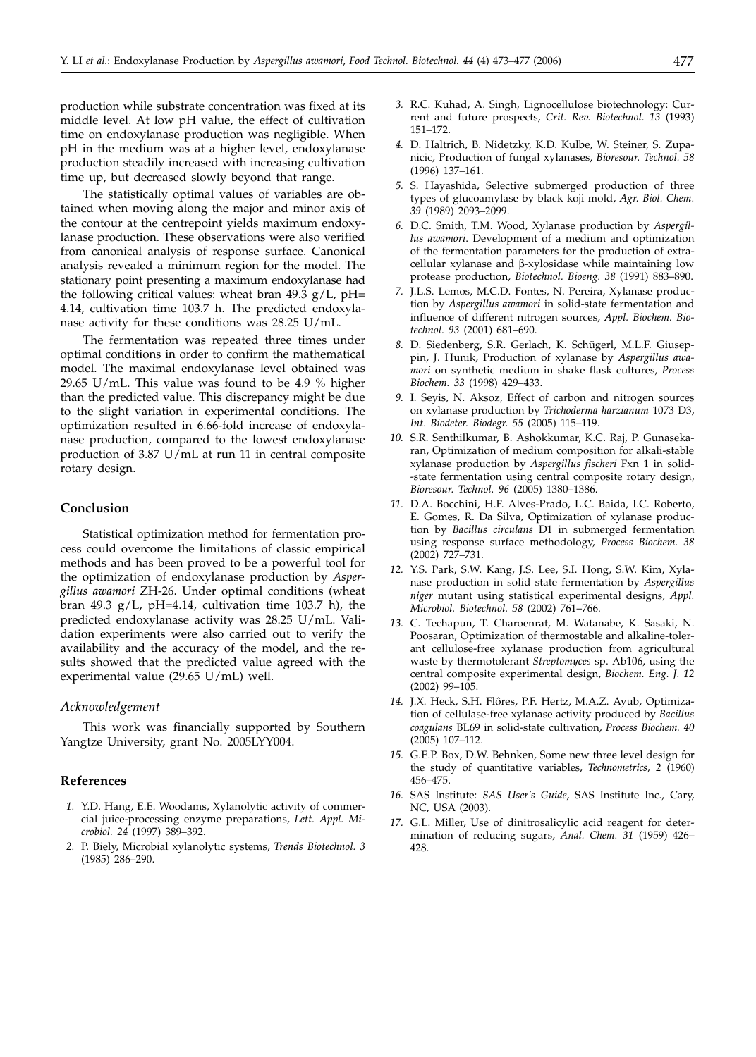production while substrate concentration was fixed at its middle level. At low pH value, the effect of cultivation time on endoxylanase production was negligible. When pH in the medium was at a higher level, endoxylanase production steadily increased with increasing cultivation time up, but decreased slowly beyond that range.

The statistically optimal values of variables are obtained when moving along the major and minor axis of the contour at the centrepoint yields maximum endoxylanase production. These observations were also verified from canonical analysis of response surface. Canonical analysis revealed a minimum region for the model. The stationary point presenting a maximum endoxylanase had the following critical values: wheat bran 49.3 g/L, pH= 4.14, cultivation time 103.7 h. The predicted endoxylanase activity for these conditions was 28.25 U/mL.

The fermentation was repeated three times under optimal conditions in order to confirm the mathematical model. The maximal endoxylanase level obtained was 29.65 U/mL. This value was found to be 4.9 % higher than the predicted value. This discrepancy might be due to the slight variation in experimental conditions. The optimization resulted in 6.66-fold increase of endoxylanase production, compared to the lowest endoxylanase production of 3.87 U/mL at run 11 in central composite rotary design.

## Conclusion

Statistical optimization method for fermentation process could overcome the limitations of classic empirical methods and has been proved to be a powerful tool for the optimization of endoxylanase production by *Aspergillus awamori* ZH-26. Under optimal conditions (wheat bran 49.3 g/L, pH=4.14, cultivation time 103.7 h), the predicted endoxylanase activity was 28.25 U/mL. Validation experiments were also carried out to verify the availability and the accuracy of the model, and the results showed that the predicted value agreed with the experimental value (29.65 U/mL) well.

### *Acknowledgement*

This work was financially supported by Southern Yangtze University, grant No. 2005LYY004.

## References

1. Y.D. Hang, E.E. Woodams, Xylanolytic activity of commercial juice-processing enzyme preparations, *Lett. Appl. Microbiol. 24* (1997) 389–392.
2. P. Biely, Microbial xylanolytic systems, *Trends Biotechnol. 3* (1985) 286–290.
3. R.C. Kuhad, A. Singh, Lignocellulose biotechnology: Current and future prospects, *Crit. Rev. Biotechnol. 13* (1993) 151–172.
4. D. Haltrich, B. Nidetzky, K.D. Kulbe, W. Steiner, S. Zupanicic, Production of fungal xylanases, *Bioresour. Technol. 58* (1996) 137–161.
5. S. Hayashida, Selective submerged production of three types of glucoamylase by black koji mold, *Agr. Biol. Chem. 39* (1989) 2093–2099.
6. D.C. Smith, T.M. Wood, Xylanase production by *Aspergillus awamori*. Development of a medium and optimization of the fermentation parameters for the production of extracellular xylanase and β-xylosidase while maintaining low protease production, *Biotechnol. Bioeng. 38* (1991) 883–890.
7. J.L.S. Lemos, M.C.D. Fontes, N. Pereira, Xylanase production by *Aspergillus awamori* in solid-state fermentation and influence of different nitrogen sources, *Appl. Biochem. Biotechnol. 93* (2001) 681–690.
8. D. Siedenberg, S.R. Gerlach, K. Schügerl, M.L.F. Giuseppin, J. Hunik, Production of xylanase by *Aspergillus awamori* on synthetic medium in shake flask cultures, *Process Biochem. 33* (1998) 429–433.
9. I. Seyis, N. Aksoz, Effect of carbon and nitrogen sources on xylanase production by *Trichoderma harzianum* 1073 D3, *Int. Biodeter. Biodegr. 55* (2005) 115–119.
10. S.R. Senthilkumar, B. Ashokkumar, K.C. Raj, P. Gunasekaran, Optimization of medium composition for alkali-stable xylanase production by *Aspergillus fischeri* Fxn 1 in solid--state fermentation using central composite rotary design, *Bioresour. Technol. 96* (2005) 1380–1386.
11. D.A. Bocchini, H.F. Alves-Prado, L.C. Baida, I.C. Roberto, E. Gomes, R. Da Silva, Optimization of xylanase production by *Bacillus circulans* D1 in submerged fermentation using response surface methodology, *Process Biochem. 38* (2002) 727–731.
12. Y.S. Park, S.W. Kang, J.S. Lee, S.I. Hong, S.W. Kim, Xylanase production in solid state fermentation by *Aspergillus niger* mutant using statistical experimental designs, *Appl. Microbiol. Biotechnol. 58* (2002) 761–766.
13. C. Techapun, T. Charoenrat, M. Watanabe, K. Sasaki, N. Poosaran, Optimization of thermostable and alkaline-tolerant cellulose-free xylanase production from agricultural waste by thermotolerant *Streptomyces* sp. Ab106, using the central composite experimental design, *Biochem. Eng. J. 12* (2002) 99–105.
14. J.X. Heck, S.H. Flôres, P.F. Hertz, M.A.Z. Ayub, Optimization of cellulase-free xylanase activity produced by *Bacillus coagulans* BL69 in solid-state cultivation, *Process Biochem. 40* (2005) 107–112.
15. G.E.P. Box, D.W. Behnken, Some new three level design for the study of quantitative variables, *Technometrics, 2* (1960) 456–475.
16. SAS Institute: *SAS User's Guide*, SAS Institute Inc., Cary, NC, USA (2003).
17. G.L. Miller, Use of dinitrosalicylic acid reagent for determination of reducing sugars, *Anal. Chem. 31* (1959) 426–428.